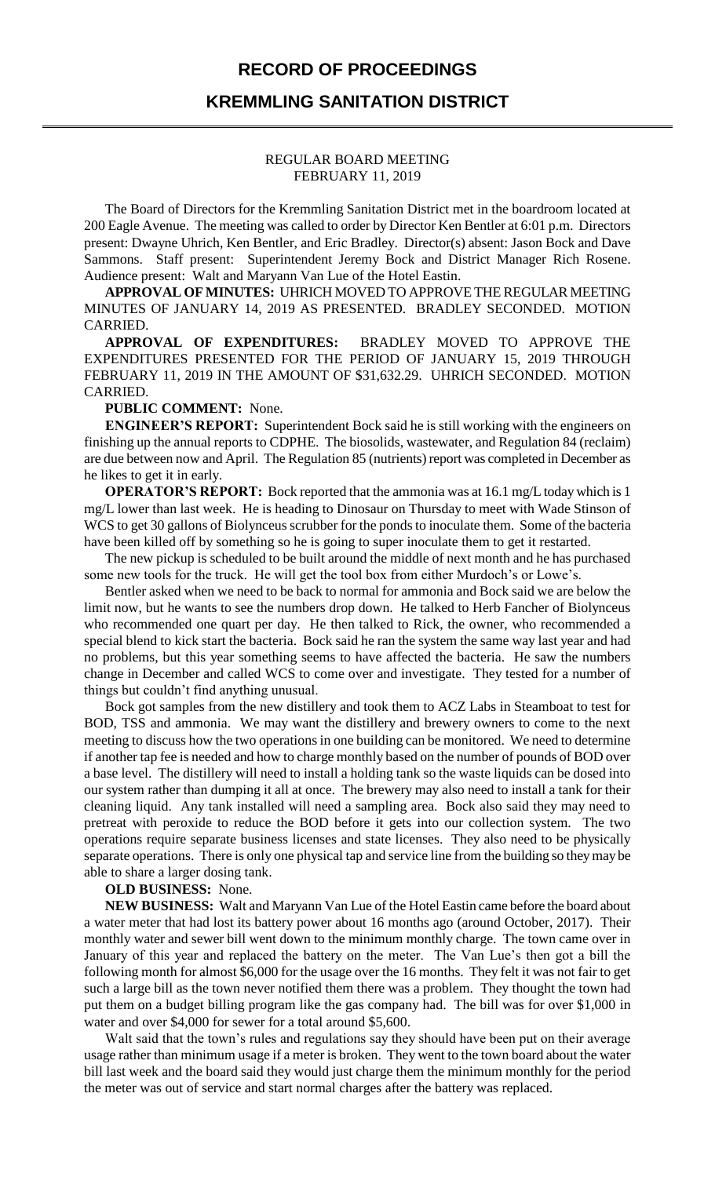# RECORD OF PROCEEDINGS

## KREMMLING SANITATION DISTRICT

REGULAR BOARD MEETING
FEBRUARY 11, 2019

The Board of Directors for the Kremmling Sanitation District met in the boardroom located at 200 Eagle Avenue. The meeting was called to order by Director Ken Bentler at 6:01 p.m. Directors present: Dwayne Uhrich, Ken Bentler, and Eric Bradley. Director(s) absent: Jason Bock and Dave Sammons. Staff present: Superintendent Jeremy Bock and District Manager Rich Rosene. Audience present: Walt and Maryann Van Lue of the Hotel Eastin.

**APPROVAL OF MINUTES:** UHRICH MOVED TO APPROVE THE REGULAR MEETING MINUTES OF JANUARY 14, 2019 AS PRESENTED. BRADLEY SECONDED. MOTION CARRIED.

**APPROVAL OF EXPENDITURES:** BRADLEY MOVED TO APPROVE THE EXPENDITURES PRESENTED FOR THE PERIOD OF JANUARY 15, 2019 THROUGH FEBRUARY 11, 2019 IN THE AMOUNT OF $31,632.29. UHRICH SECONDED. MOTION CARRIED.

**PUBLIC COMMENT:** None.

**ENGINEER'S REPORT:** Superintendent Bock said he is still working with the engineers on finishing up the annual reports to CDPHE. The biosolids, wastewater, and Regulation 84 (reclaim) are due between now and April. The Regulation 85 (nutrients) report was completed in December as he likes to get it in early.

**OPERATOR'S REPORT:** Bock reported that the ammonia was at 16.1 mg/L today which is 1 mg/L lower than last week. He is heading to Dinosaur on Thursday to meet with Wade Stinson of WCS to get 30 gallons of Biolynceus scrubber for the ponds to inoculate them. Some of the bacteria have been killed off by something so he is going to super inoculate them to get it restarted.

The new pickup is scheduled to be built around the middle of next month and he has purchased some new tools for the truck. He will get the tool box from either Murdoch's or Lowe's.

Bentler asked when we need to be back to normal for ammonia and Bock said we are below the limit now, but he wants to see the numbers drop down. He talked to Herb Fancher of Biolynceus who recommended one quart per day. He then talked to Rick, the owner, who recommended a special blend to kick start the bacteria. Bock said he ran the system the same way last year and had no problems, but this year something seems to have affected the bacteria. He saw the numbers change in December and called WCS to come over and investigate. They tested for a number of things but couldn't find anything unusual.

Bock got samples from the new distillery and took them to ACZ Labs in Steamboat to test for BOD, TSS and ammonia. We may want the distillery and brewery owners to come to the next meeting to discuss how the two operations in one building can be monitored. We need to determine if another tap fee is needed and how to charge monthly based on the number of pounds of BOD over a base level. The distillery will need to install a holding tank so the waste liquids can be dosed into our system rather than dumping it all at once. The brewery may also need to install a tank for their cleaning liquid. Any tank installed will need a sampling area. Bock also said they may need to pretreat with peroxide to reduce the BOD before it gets into our collection system. The two operations require separate business licenses and state licenses. They also need to be physically separate operations. There is only one physical tap and service line from the building so they may be able to share a larger dosing tank.

**OLD BUSINESS:** None.

**NEW BUSINESS:** Walt and Maryann Van Lue of the Hotel Eastin came before the board about a water meter that had lost its battery power about 16 months ago (around October, 2017). Their monthly water and sewer bill went down to the minimum monthly charge. The town came over in January of this year and replaced the battery on the meter. The Van Lue's then got a bill the following month for almost $6,000 for the usage over the 16 months. They felt it was not fair to get such a large bill as the town never notified them there was a problem. They thought the town had put them on a budget billing program like the gas company had. The bill was for over $1,000 in water and over $4,000 for sewer for a total around $5,600.

Walt said that the town's rules and regulations say they should have been put on their average usage rather than minimum usage if a meter is broken. They went to the town board about the water bill last week and the board said they would just charge them the minimum monthly for the period the meter was out of service and start normal charges after the battery was replaced.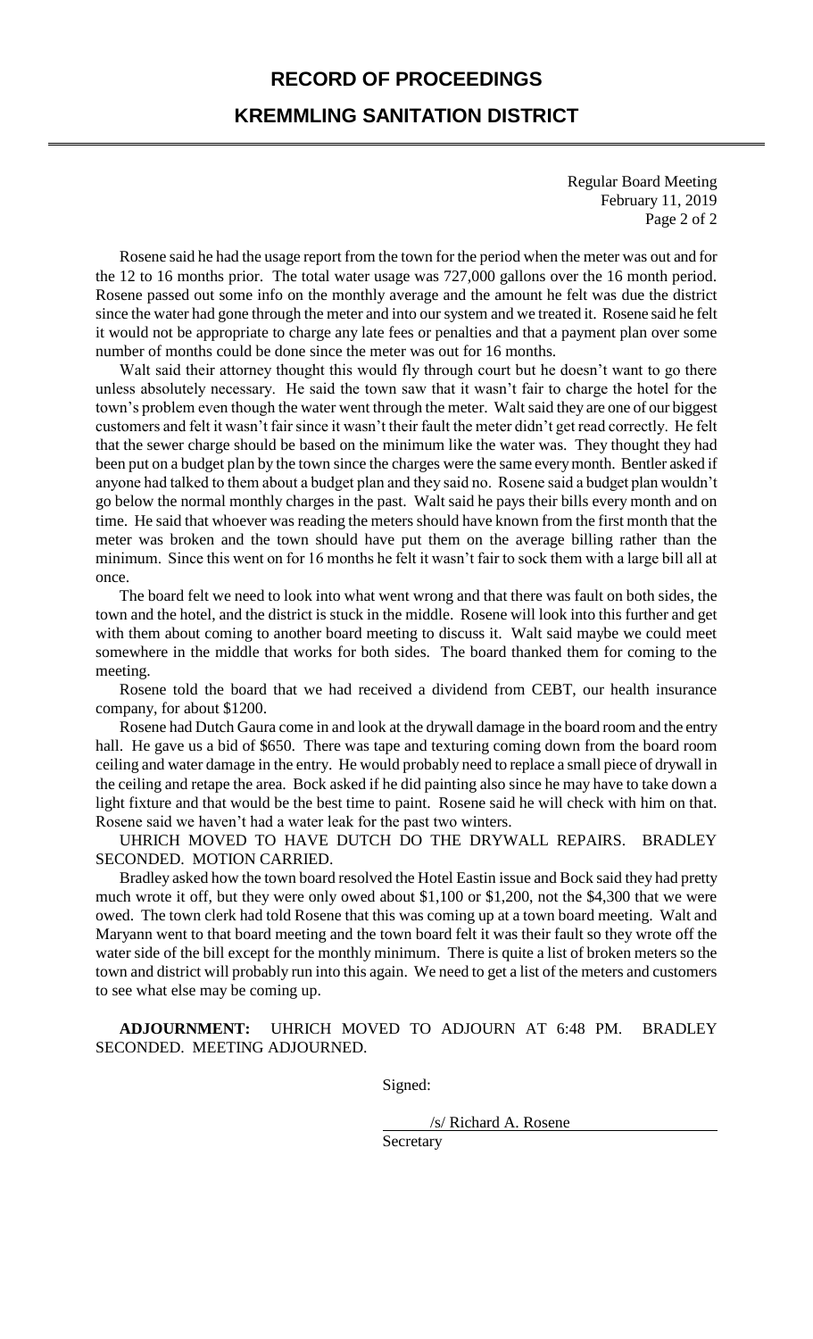Rosene said he had the usage report from the town for the period when the meter was out and for the 12 to 16 months prior. The total water usage was 727,000 gallons over the 16 month period. Rosene passed out some info on the monthly average and the amount he felt was due the district since the water had gone through the meter and into our system and we treated it. Rosene said he felt it would not be appropriate to charge any late fees or penalties and that a payment plan over some number of months could be done since the meter was out for 16 months.

Walt said their attorney thought this would fly through court but he doesn't want to go there unless absolutely necessary. He said the town saw that it wasn't fair to charge the hotel for the town's problem even though the water went through the meter. Walt said they are one of our biggest customers and felt it wasn't fair since it wasn't their fault the meter didn't get read correctly. He felt that the sewer charge should be based on the minimum like the water was. They thought they had been put on a budget plan by the town since the charges were the same every month. Bentler asked if anyone had talked to them about a budget plan and they said no. Rosene said a budget plan wouldn't go below the normal monthly charges in the past. Walt said he pays their bills every month and on time. He said that whoever was reading the meters should have known from the first month that the meter was broken and the town should have put them on the average billing rather than the minimum. Since this went on for 16 months he felt it wasn't fair to sock them with a large bill all at once.

The board felt we need to look into what went wrong and that there was fault on both sides, the town and the hotel, and the district is stuck in the middle. Rosene will look into this further and get with them about coming to another board meeting to discuss it. Walt said maybe we could meet somewhere in the middle that works for both sides. The board thanked them for coming to the meeting.

Rosene told the board that we had received a dividend from CEBT, our health insurance company, for about $1200.

Rosene had Dutch Gaura come in and look at the drywall damage in the board room and the entry hall. He gave us a bid of $650. There was tape and texturing coming down from the board room ceiling and water damage in the entry. He would probably need to replace a small piece of drywall in the ceiling and retape the area. Bock asked if he did painting also since he may have to take down a light fixture and that would be the best time to paint. Rosene said he will check with him on that. Rosene said we haven't had a water leak for the past two winters.

UHRICH MOVED TO HAVE DUTCH DO THE DRYWALL REPAIRS. BRADLEY SECONDED. MOTION CARRIED.

Bradley asked how the town board resolved the Hotel Eastin issue and Bock said they had pretty much wrote it off, but they were only owed about $1,100 or $1,200, not the $4,300 that we were owed. The town clerk had told Rosene that this was coming up at a town board meeting. Walt and Maryann went to that board meeting and the town board felt it was their fault so they wrote off the water side of the bill except for the monthly minimum. There is quite a list of broken meters so the town and district will probably run into this again. We need to get a list of the meters and customers to see what else may be coming up.

**ADJOURNMENT:** UHRICH MOVED TO ADJOURN AT 6:48 PM. BRADLEY SECONDED. MEETING ADJOURNED.

Signed:

/s/ Richard A. Rosene

Secretary